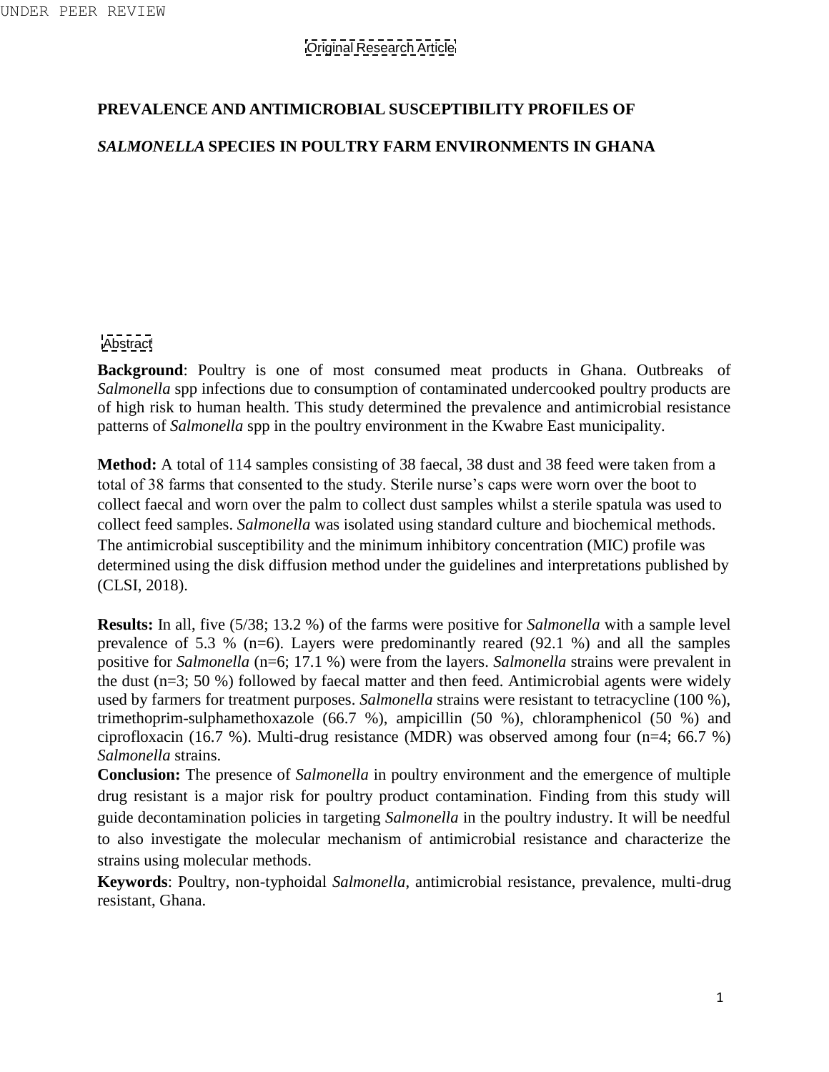Original Research Article

# PREVALENCE AND ANTIMICROBIAL SUSCEPTIBILITY PROFILES OF *SALMONELLA* SPECIES IN POULTRY FARM ENVIRONMENTS IN GHANA

## Abstract

**Background**: Poultry is one of most consumed meat products in Ghana. Outbreaks of *Salmonella* spp infections due to consumption of contaminated undercooked poultry products are of high risk to human health. This study determined the prevalence and antimicrobial resistance patterns of *Salmonella* spp in the poultry environment in the Kwabre East municipality.

**Method:** A total of 114 samples consisting of 38 faecal, 38 dust and 38 feed were taken from a total of 38 farms that consented to the study. Sterile nurse's caps were worn over the boot to collect faecal and worn over the palm to collect dust samples whilst a sterile spatula was used to collect feed samples. *Salmonella* was isolated using standard culture and biochemical methods. The antimicrobial susceptibility and the minimum inhibitory concentration (MIC) profile was determined using the disk diffusion method under the guidelines and interpretations published by (CLSI, 2018).

**Results:** In all, five (5/38; 13.2 %) of the farms were positive for *Salmonella* with a sample level prevalence of 5.3 % (n=6). Layers were predominantly reared (92.1 %) and all the samples positive for *Salmonella* (n=6; 17.1 %) were from the layers. *Salmonella* strains were prevalent in the dust (n=3; 50 %) followed by faecal matter and then feed. Antimicrobial agents were widely used by farmers for treatment purposes. *Salmonella* strains were resistant to tetracycline (100 %), trimethoprim-sulphamethoxazole (66.7 %), ampicillin (50 %), chloramphenicol (50 %) and ciprofloxacin (16.7 %). Multi-drug resistance (MDR) was observed among four (n=4; 66.7 %) *Salmonella* strains.

**Conclusion:** The presence of *Salmonella* in poultry environment and the emergence of multiple drug resistant is a major risk for poultry product contamination. Finding from this study will guide decontamination policies in targeting *Salmonella* in the poultry industry. It will be needful to also investigate the molecular mechanism of antimicrobial resistance and characterize the strains using molecular methods.

**Keywords**: Poultry, non-typhoidal *Salmonella*, antimicrobial resistance, prevalence, multi-drug resistant, Ghana.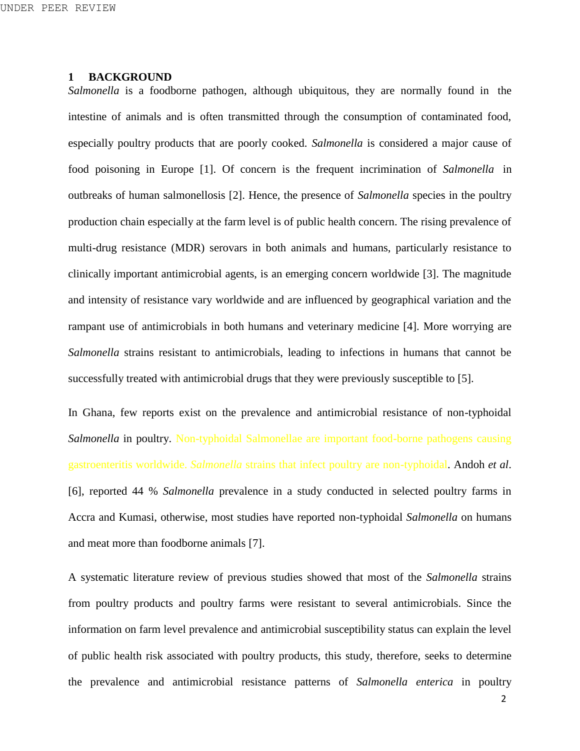# 1 BACKGROUND

*Salmonella* is a foodborne pathogen, although ubiquitous, they are normally found in the intestine of animals and is often transmitted through the consumption of contaminated food, especially poultry products that are poorly cooked. *Salmonella* is considered a major cause of food poisoning in Europe [1]. Of concern is the frequent incrimination of *Salmonella* in outbreaks of human salmonellosis [2]. Hence, the presence of *Salmonella* species in the poultry production chain especially at the farm level is of public health concern. The rising prevalence of multi-drug resistance (MDR) serovars in both animals and humans, particularly resistance to clinically important antimicrobial agents, is an emerging concern worldwide [3]. The magnitude and intensity of resistance vary worldwide and are influenced by geographical variation and the rampant use of antimicrobials in both humans and veterinary medicine [4]. More worrying are *Salmonella* strains resistant to antimicrobials, leading to infections in humans that cannot be successfully treated with antimicrobial drugs that they were previously susceptible to [5].

In Ghana, few reports exist on the prevalence and antimicrobial resistance of non-typhoidal *Salmonella* in poultry. Non-typhoidal Salmonellae are important food-borne pathogens causing gastroenteritis worldwide. *Salmonella* strains that infect poultry are non-typhoidal. Andoh *et al*. [6], reported 44 % *Salmonella* prevalence in a study conducted in selected poultry farms in Accra and Kumasi, otherwise, most studies have reported non-typhoidal *Salmonella* on humans and meat more than foodborne animals [7].

A systematic literature review of previous studies showed that most of the *Salmonella* strains from poultry products and poultry farms were resistant to several antimicrobials. Since the information on farm level prevalence and antimicrobial susceptibility status can explain the level of public health risk associated with poultry products, this study, therefore, seeks to determine the prevalence and antimicrobial resistance patterns of *Salmonella enterica* in poultry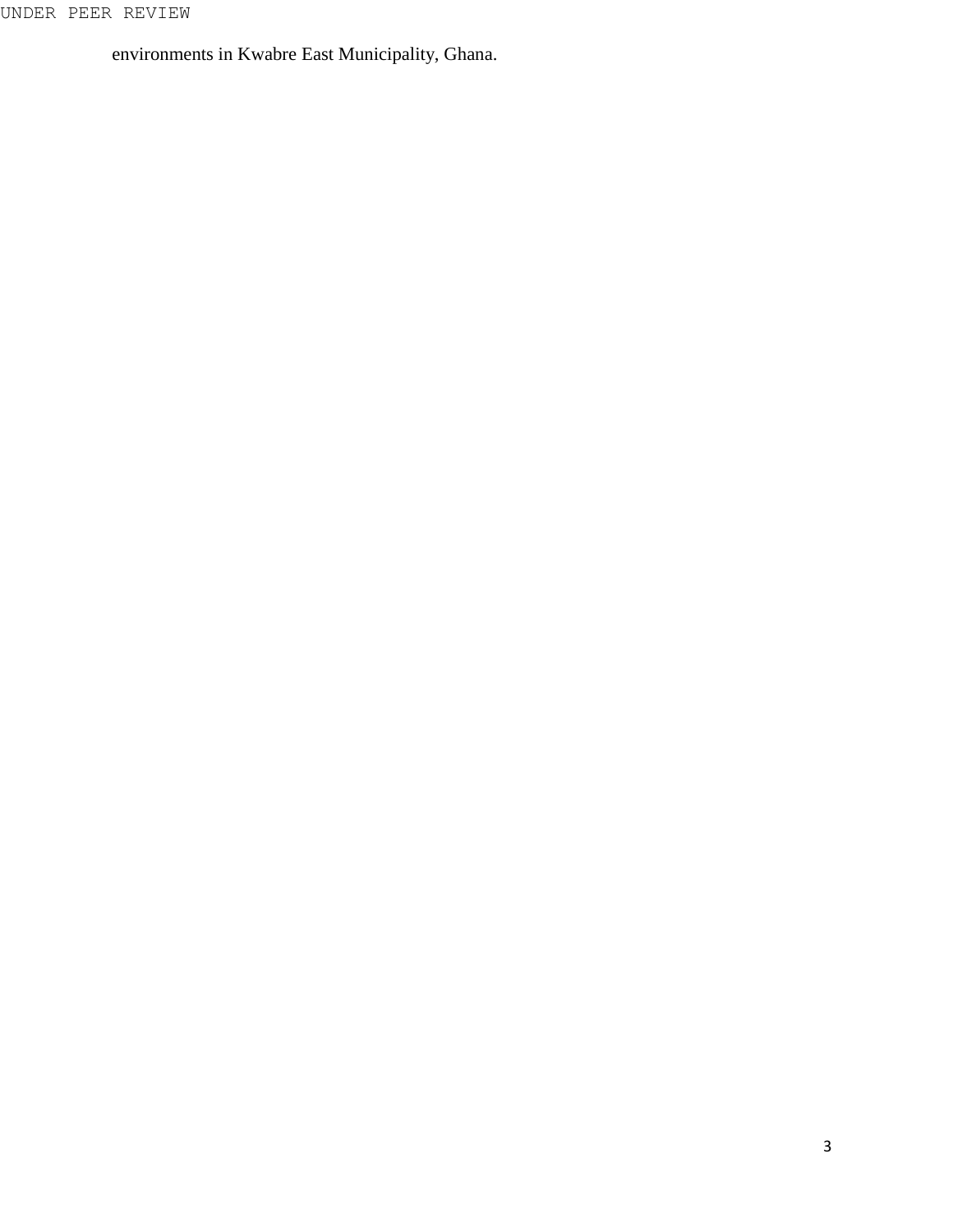environments in Kwabre East Municipality, Ghana.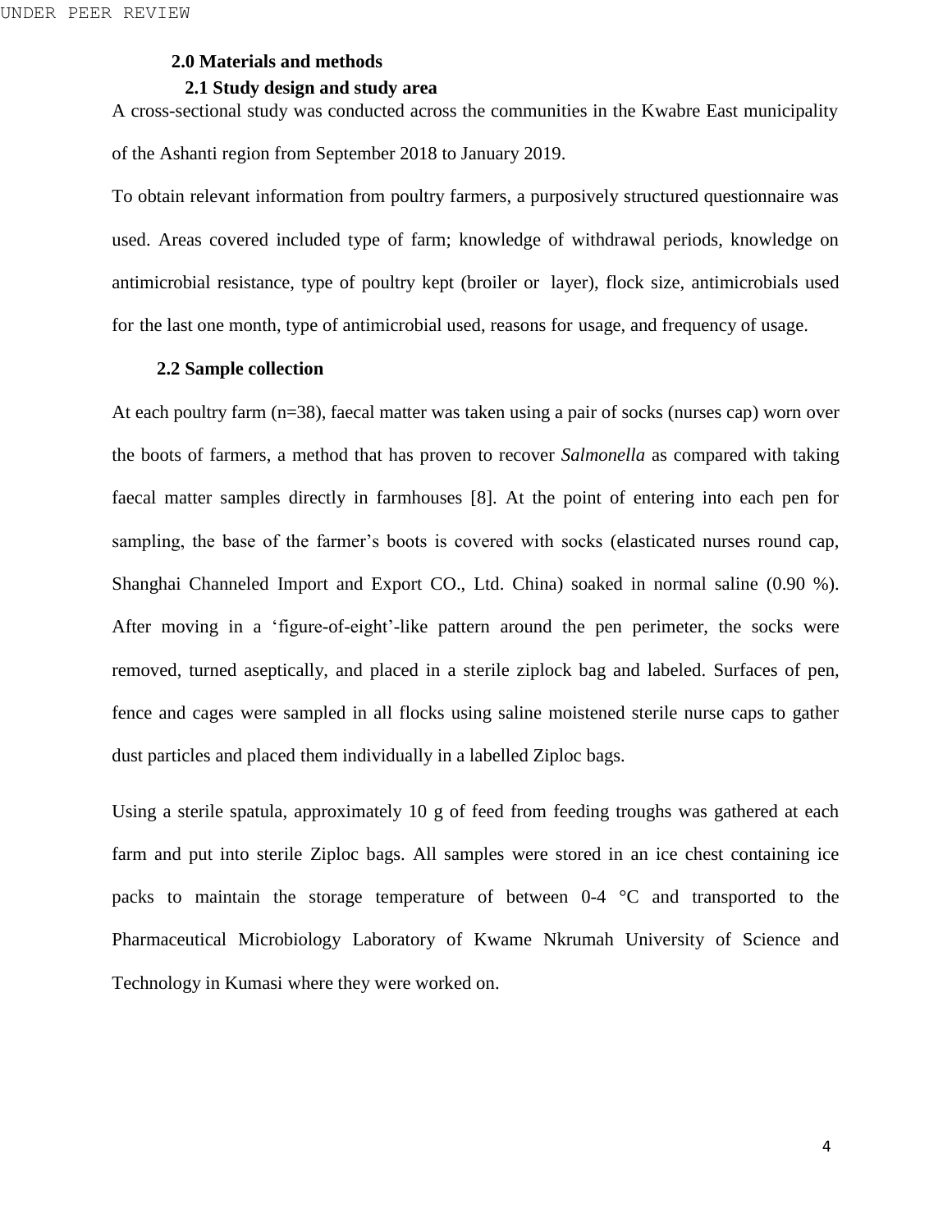## 2.0 Materials and methods

### 2.1 Study design and study area

A cross-sectional study was conducted across the communities in the Kwabre East municipality of the Ashanti region from September 2018 to January 2019.

To obtain relevant information from poultry farmers, a purposively structured questionnaire was used. Areas covered included type of farm; knowledge of withdrawal periods, knowledge on antimicrobial resistance, type of poultry kept (broiler or layer), flock size, antimicrobials used for the last one month, type of antimicrobial used, reasons for usage, and frequency of usage.

### 2.2 Sample collection

At each poultry farm (n=38), faecal matter was taken using a pair of socks (nurses cap) worn over the boots of farmers, a method that has proven to recover *Salmonella* as compared with taking faecal matter samples directly in farmhouses [8]. At the point of entering into each pen for sampling, the base of the farmer's boots is covered with socks (elasticated nurses round cap, Shanghai Channeled Import and Export CO., Ltd. China) soaked in normal saline (0.90 %). After moving in a 'figure-of-eight'-like pattern around the pen perimeter, the socks were removed, turned aseptically, and placed in a sterile ziplock bag and labeled. Surfaces of pen, fence and cages were sampled in all flocks using saline moistened sterile nurse caps to gather dust particles and placed them individually in a labelled Ziploc bags.

Using a sterile spatula, approximately 10 g of feed from feeding troughs was gathered at each farm and put into sterile Ziploc bags. All samples were stored in an ice chest containing ice packs to maintain the storage temperature of between 0-4 °C and transported to the Pharmaceutical Microbiology Laboratory of Kwame Nkrumah University of Science and Technology in Kumasi where they were worked on.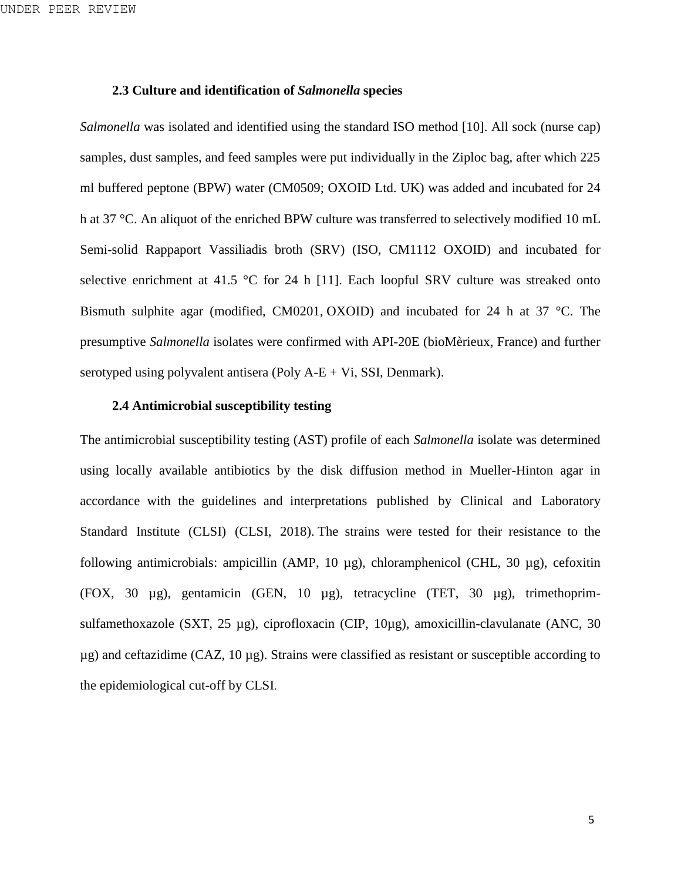### 2.3 Culture and identification of *Salmonella* species

*Salmonella* was isolated and identified using the standard ISO method [10]. All sock (nurse cap) samples, dust samples, and feed samples were put individually in the Ziploc bag, after which 225 ml buffered peptone (BPW) water (CM0509; OXOID Ltd. UK) was added and incubated for 24 h at 37 °C. An aliquot of the enriched BPW culture was transferred to selectively modified 10 mL Semi-solid Rappaport Vassiliadis broth (SRV) (ISO, CM1112 OXOID) and incubated for selective enrichment at 41.5 °C for 24 h [11]. Each loopful SRV culture was streaked onto Bismuth sulphite agar (modified, CM0201, OXOID) and incubated for 24 h at 37 °C. The presumptive *Salmonella* isolates were confirmed with API-20E (bioMèrieux, France) and further serotyped using polyvalent antisera (Poly A-E + Vi, SSI, Denmark).

### 2.4 Antimicrobial susceptibility testing

The antimicrobial susceptibility testing (AST) profile of each *Salmonella* isolate was determined using locally available antibiotics by the disk diffusion method in Mueller-Hinton agar in accordance with the guidelines and interpretations published by Clinical and Laboratory Standard Institute (CLSI) (CLSI, 2018). The strains were tested for their resistance to the following antimicrobials: ampicillin (AMP, 10 µg), chloramphenicol (CHL, 30 µg), cefoxitin (FOX, 30 µg), gentamicin (GEN, 10 µg), tetracycline (TET, 30 µg), trimethoprim-sulfamethoxazole (SXT, 25 µg), ciprofloxacin (CIP, 10µg), amoxicillin-clavulanate (ANC, 30 µg) and ceftazidime (CAZ, 10 µg). Strains were classified as resistant or susceptible according to the epidemiological cut-off by CLSI.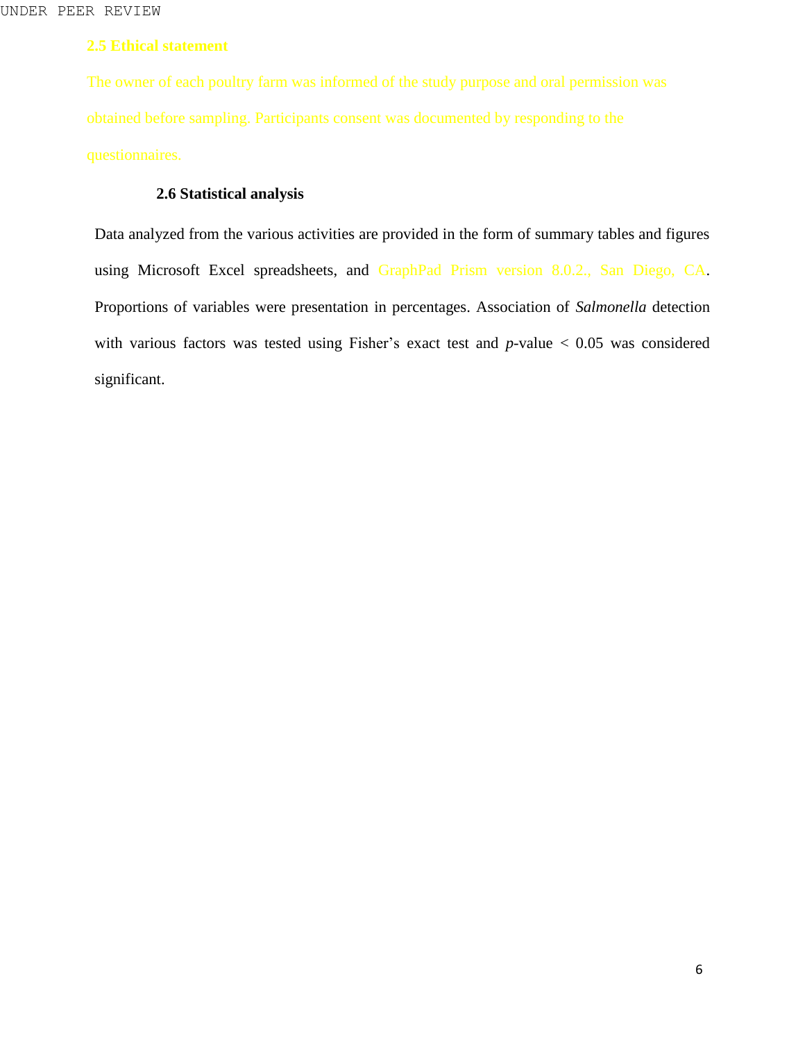### 2.5 Ethical statement

The owner of each poultry farm was informed of the study purpose and oral permission was obtained before sampling. Participants consent was documented by responding to the questionnaires.

### 2.6 Statistical analysis

Data analyzed from the various activities are provided in the form of summary tables and figures using Microsoft Excel spreadsheets, and GraphPad Prism version 8.0.2., San Diego, CA. Proportions of variables were presentation in percentages. Association of *Salmonella* detection with various factors was tested using Fisher's exact test and $p$-value < 0.05 was considered significant.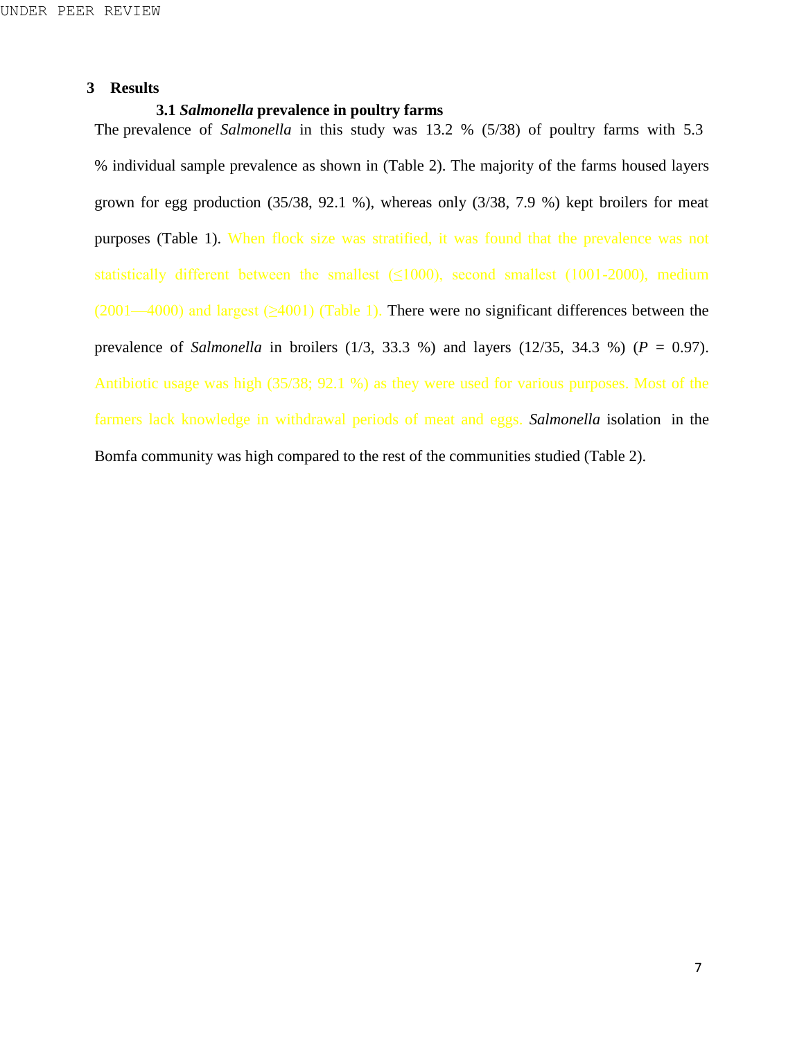## 3 Results

### 3.1 *Salmonella* prevalence in poultry farms

The prevalence of *Salmonella* in this study was 13.2 % (5/38) of poultry farms with 5.3 % individual sample prevalence as shown in (Table 2). The majority of the farms housed layers grown for egg production (35/38, 92.1 %), whereas only (3/38, 7.9 %) kept broilers for meat purposes (Table 1). When flock size was stratified, it was found that the prevalence was not statistically different between the smallest (≤1000), second smallest (1001-2000), medium (2001—4000) and largest (≥4001) (Table 1). There were no significant differences between the prevalence of *Salmonella* in broilers (1/3, 33.3 %) and layers (12/35, 34.3 %) ($P$ = 0.97). Antibiotic usage was high (35/38; 92.1 %) as they were used for various purposes. Most of the farmers lack knowledge in withdrawal periods of meat and eggs. *Salmonella* isolation in the Bomfa community was high compared to the rest of the communities studied (Table 2).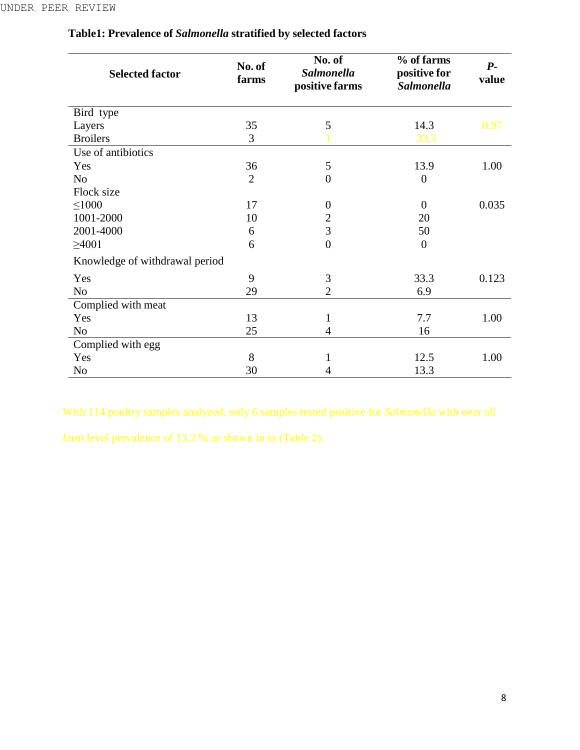**Table1: Prevalence of *Salmonella* stratified by selected factors**

| Selected factor | No. of farms | No. of *Salmonella* positive farms | % of farms positive for *Salmonella* | *P*-value |
|---|---|---|---|---|
| Bird type | | | | |
| Layers | 35 | 5 | 14.3 | 0.97 |
| Broilers | 3 | 1 | 33.3 | |
| Use of antibiotics | | | | |
| Yes | 36 | 5 | 13.9 | 1.00 |
| No | 2 | 0 | 0 | |
| Flock size | | | | |
| ≤1000 | 17 | 0 | 0 | 0.035 |
| 1001-2000 | 10 | 2 | 20 | |
| 2001-4000 | 6 | 3 | 50 | |
| ≥4001 | 6 | 0 | 0 | |
| Knowledge of withdrawal period | | | | |
| Yes | 9 | 3 | 33.3 | 0.123 |
| No | 29 | 2 | 6.9 | |
| Complied with meat | | | | |
| Yes | 13 | 1 | 7.7 | 1.00 |
| No | 25 | 4 | 16 | |
| Complied with egg | | | | |
| Yes | 8 | 1 | 12.5 | 1.00 |
| No | 30 | 4 | 13.3 | |

With 114 poultry samples analyzed, only 6 samples tested positive for *Salmonella* with over all farm level prevalence of 13.2 % as shown in in (Table 2).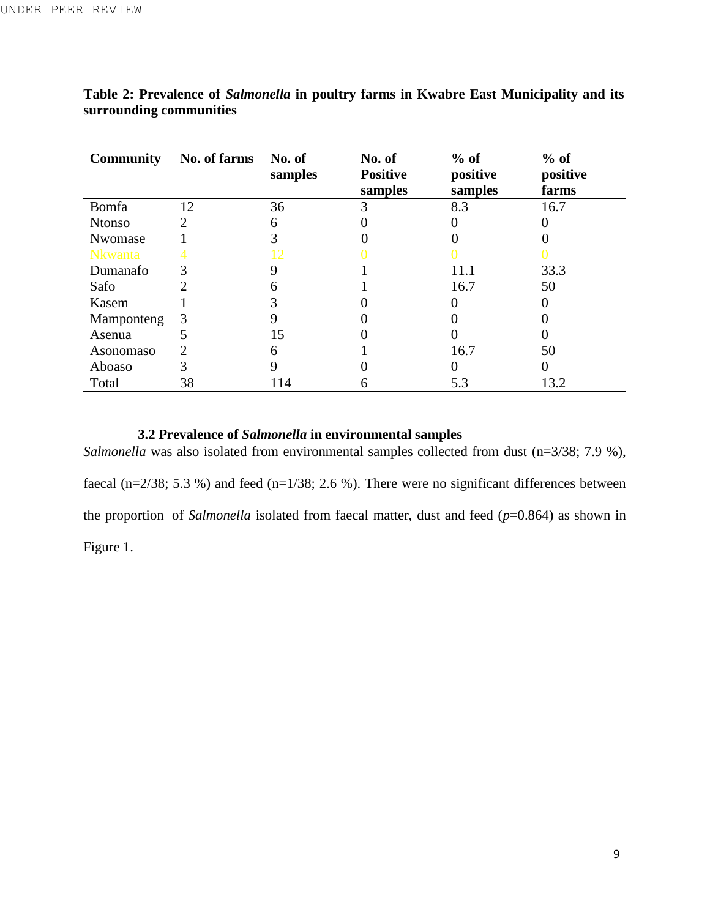**Table 2: Prevalence of *Salmonella* in poultry farms in Kwabre East Municipality and its surrounding communities**

| Community | No. of farms | No. of samples | No. of Positive samples | % of positive samples | % of positive farms |
|---|---|---|---|---|---|
| Bomfa | 12 | 36 | 3 | 8.3 | 16.7 |
| Ntonso | 2 | 6 | 0 | 0 | 0 |
| Nwomase | 1 | 3 | 0 | 0 | 0 |
| Nkwanta | 4 | 12 | 0 | 0 | 0 |
| Dumanafo | 3 | 9 | 1 | 11.1 | 33.3 |
| Safo | 2 | 6 | 1 | 16.7 | 50 |
| Kasem | 1 | 3 | 0 | 0 | 0 |
| Mamponteng | 3 | 9 | 0 | 0 | 0 |
| Asenua | 5 | 15 | 0 | 0 | 0 |
| Asonomaso | 2 | 6 | 1 | 16.7 | 50 |
| Aboaso | 3 | 9 | 0 | 0 | 0 |
| Total | 38 | 114 | 6 | 5.3 | 13.2 |

### 3.2 Prevalence of *Salmonella* in environmental samples

*Salmonella* was also isolated from environmental samples collected from dust (n=3/38; 7.9 %), faecal (n=2/38; 5.3 %) and feed (n=1/38; 2.6 %). There were no significant differences between the proportion of *Salmonella* isolated from faecal matter, dust and feed ($p$=0.864) as shown in Figure 1.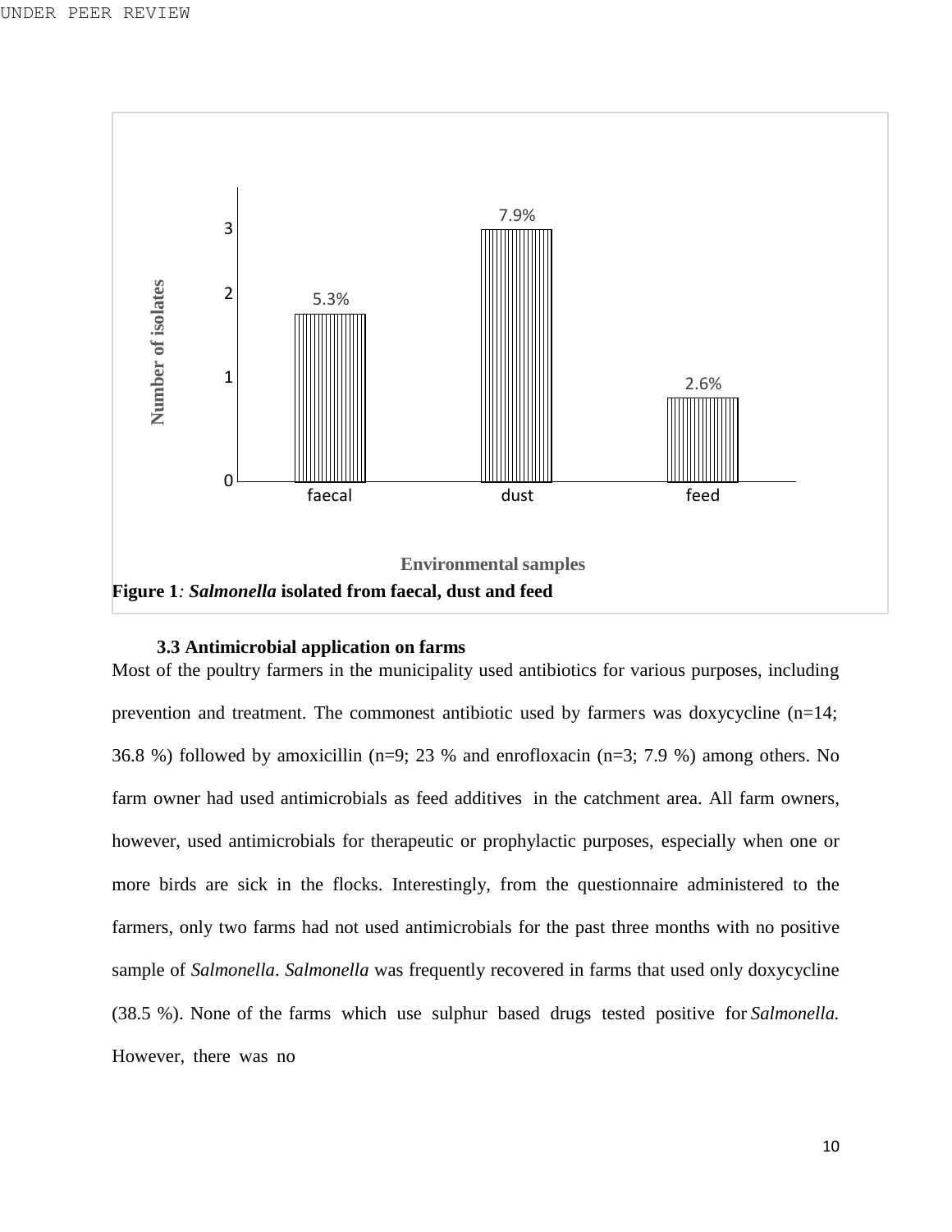Number of isolates

| | faecal | dust | feed |
|---|---|---|---|
| | 5.3% | 7.9% | 2.6% |

Environmental samples

**Figure 1***:* ***Salmonella*** **isolated from faecal, dust and feed**

### 3.3 Antimicrobial application on farms

Most of the poultry farmers in the municipality used antibiotics for various purposes, including prevention and treatment. The commonest antibiotic used by farmers was doxycycline (n=14; 36.8 %) followed by amoxicillin (n=9; 23 % and enrofloxacin (n=3; 7.9 %) among others. No farm owner had used antimicrobials as feed additives in the catchment area. All farm owners, however, used antimicrobials for therapeutic or prophylactic purposes, especially when one or more birds are sick in the flocks. Interestingly, from the questionnaire administered to the farmers, only two farms had not used antimicrobials for the past three months with no positive sample of *Salmonella*. *Salmonella* was frequently recovered in farms that used only doxycycline (38.5 %). None of the farms which use sulphur based drugs tested positive for *Salmonella.* However, there was no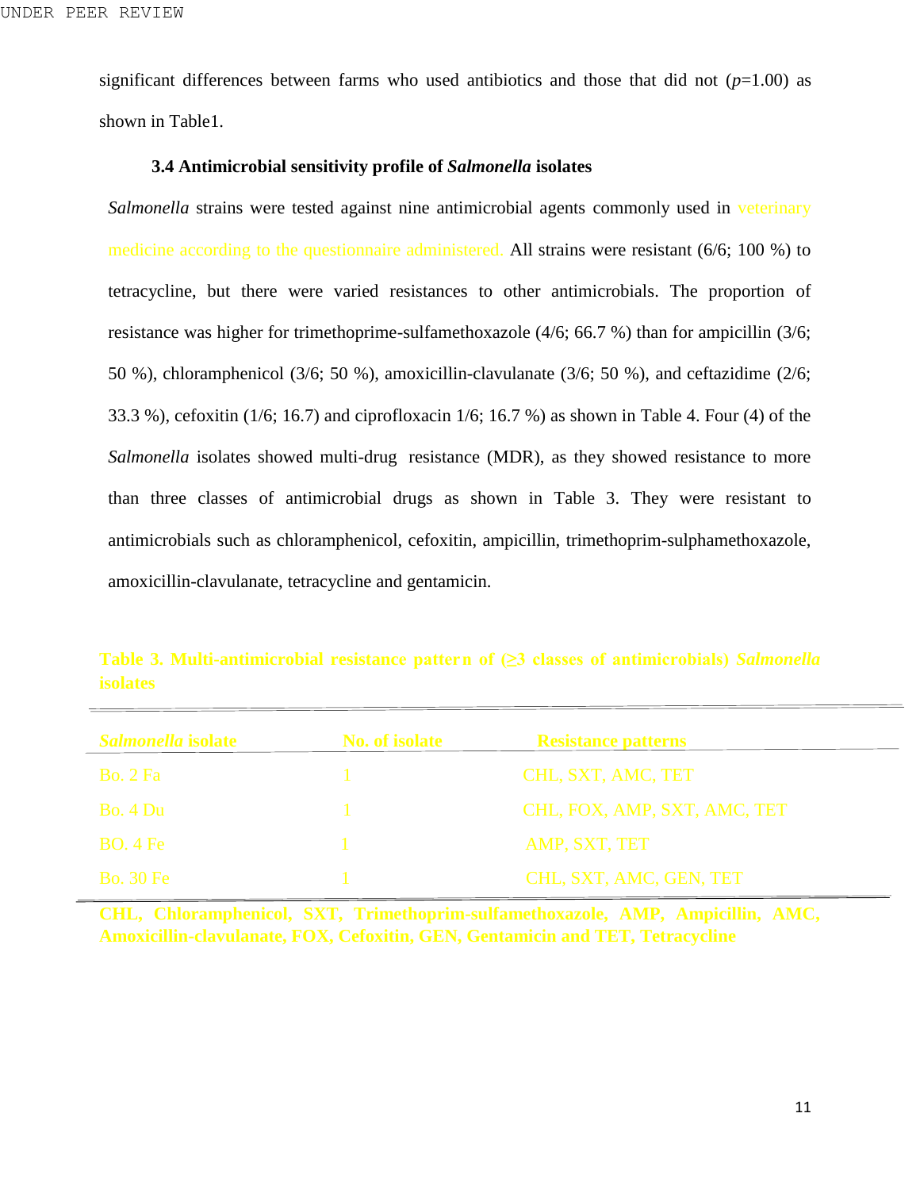significant differences between farms who used antibiotics and those that did not (*p*=1.00) as shown in Table1.

### 3.4 Antimicrobial sensitivity profile of *Salmonella* isolates

*Salmonella* strains were tested against nine antimicrobial agents commonly used in veterinary medicine according to the questionnaire administered. All strains were resistant (6/6; 100 %) to tetracycline, but there were varied resistances to other antimicrobials. The proportion of resistance was higher for trimethoprime-sulfamethoxazole (4/6; 66.7 %) than for ampicillin (3/6; 50 %), chloramphenicol (3/6; 50 %), amoxicillin-clavulanate (3/6; 50 %), and ceftazidime (2/6; 33.3 %), cefoxitin (1/6; 16.7) and ciprofloxacin 1/6; 16.7 %) as shown in Table 4. Four (4) of the *Salmonella* isolates showed multi-drug resistance (MDR), as they showed resistance to more than three classes of antimicrobial drugs as shown in Table 3. They were resistant to antimicrobials such as chloramphenicol, cefoxitin, ampicillin, trimethoprim-sulphamethoxazole, amoxicillin-clavulanate, tetracycline and gentamicin.

**Table 3. Multi-antimicrobial resistance pattern of (≥3 classes of antimicrobials) *Salmonella* isolates**

| *Salmonella* isolate | No. of isolate | Resistance patterns |
|---|---|---|
| Bo. 2 Fa | 1 | CHL, SXT, AMC, TET |
| Bo. 4 Du | 1 | CHL, FOX, AMP, SXT, AMC, TET |
| BO. 4 Fe | 1 | AMP, SXT, TET |
| Bo. 30 Fe | 1 | CHL, SXT, AMC, GEN, TET |

**CHL, Chloramphenicol, SXT, Trimethoprim-sulfamethoxazole, AMP, Ampicillin, AMC, Amoxicillin-clavulanate, FOX, Cefoxitin, GEN, Gentamicin and TET, Tetracycline**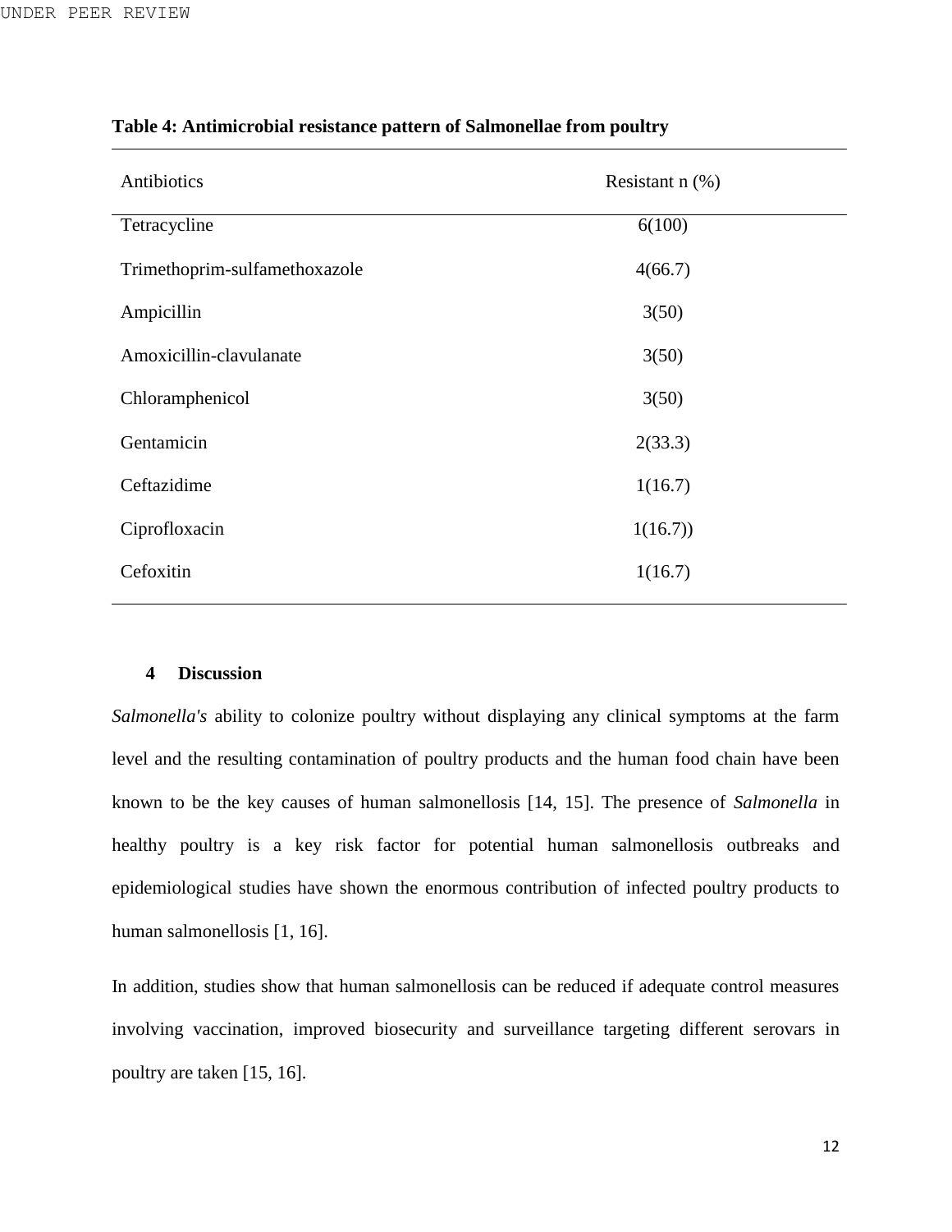**Table 4: Antimicrobial resistance pattern of Salmonellae from poultry**

| Antibiotics | Resistant n (%) |
|---|---|
| Tetracycline | 6(100) |
| Trimethoprim-sulfamethoxazole | 4(66.7) |
| Ampicillin | 3(50) |
| Amoxicillin-clavulanate | 3(50) |
| Chloramphenicol | 3(50) |
| Gentamicin | 2(33.3) |
| Ceftazidime | 1(16.7) |
| Ciprofloxacin | 1(16.7)) |
| Cefoxitin | 1(16.7) |

## 4 Discussion

*Salmonella's* ability to colonize poultry without displaying any clinical symptoms at the farm level and the resulting contamination of poultry products and the human food chain have been known to be the key causes of human salmonellosis [14, 15]. The presence of *Salmonella* in healthy poultry is a key risk factor for potential human salmonellosis outbreaks and epidemiological studies have shown the enormous contribution of infected poultry products to human salmonellosis [1, 16].

In addition, studies show that human salmonellosis can be reduced if adequate control measures involving vaccination, improved biosecurity and surveillance targeting different serovars in poultry are taken [15, 16].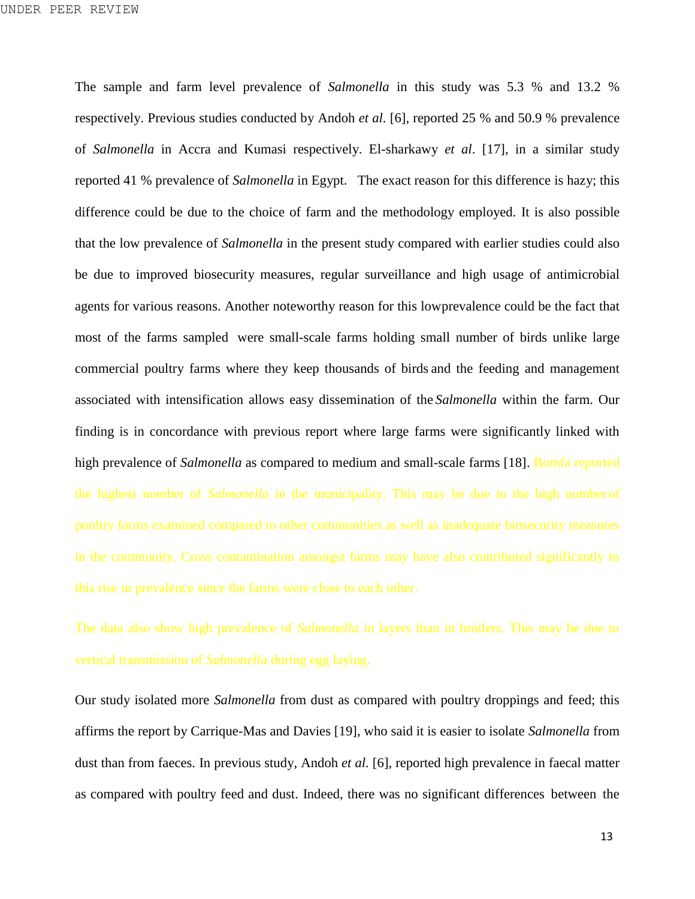The sample and farm level prevalence of *Salmonella* in this study was 5.3 % and 13.2 % respectively. Previous studies conducted by Andoh *et al*. [6], reported 25 % and 50.9 % prevalence of *Salmonella* in Accra and Kumasi respectively. El-sharkawy *et al*. [17], in a similar study reported 41 % prevalence of *Salmonella* in Egypt. The exact reason for this difference is hazy; this difference could be due to the choice of farm and the methodology employed. It is also possible that the low prevalence of *Salmonella* in the present study compared with earlier studies could also be due to improved biosecurity measures, regular surveillance and high usage of antimicrobial agents for various reasons. Another noteworthy reason for this lowprevalence could be the fact that most of the farms sampled were small-scale farms holding small number of birds unlike large commercial poultry farms where they keep thousands of birds and the feeding and management associated with intensification allows easy dissemination of the *Salmonella* within the farm. Our finding is in concordance with previous report where large farms were significantly linked with high prevalence of *Salmonella* as compared to medium and small-scale farms [18]. Bomfa reported the highest number of *Salmonella* in the municipality. This may be due to the high numberof poultry farms examined compared to other communities as well as inadequate biosecurity measures in the community. Cross contamination amongst farms may have also contributed significantly to this rise in prevalence since the farms were close to each other.

The data also show high prevalence of *Salmonella* in layers than in broilers. This may be due to vertical transmission of *Salmonella* during egg laying.

Our study isolated more *Salmonella* from dust as compared with poultry droppings and feed; this affirms the report by Carrique-Mas and Davies [19], who said it is easier to isolate *Salmonella* from dust than from faeces. In previous study, Andoh *et al.* [6], reported high prevalence in faecal matter as compared with poultry feed and dust. Indeed, there was no significant differences between the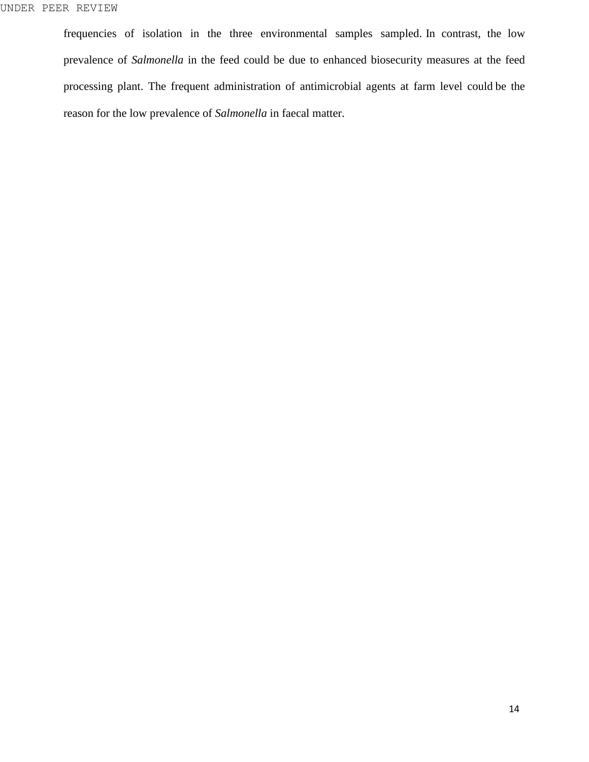frequencies of isolation in the three environmental samples sampled. In contrast, the low prevalence of *Salmonella* in the feed could be due to enhanced biosecurity measures at the feed processing plant. The frequent administration of antimicrobial agents at farm level could be the reason for the low prevalence of *Salmonella* in faecal matter.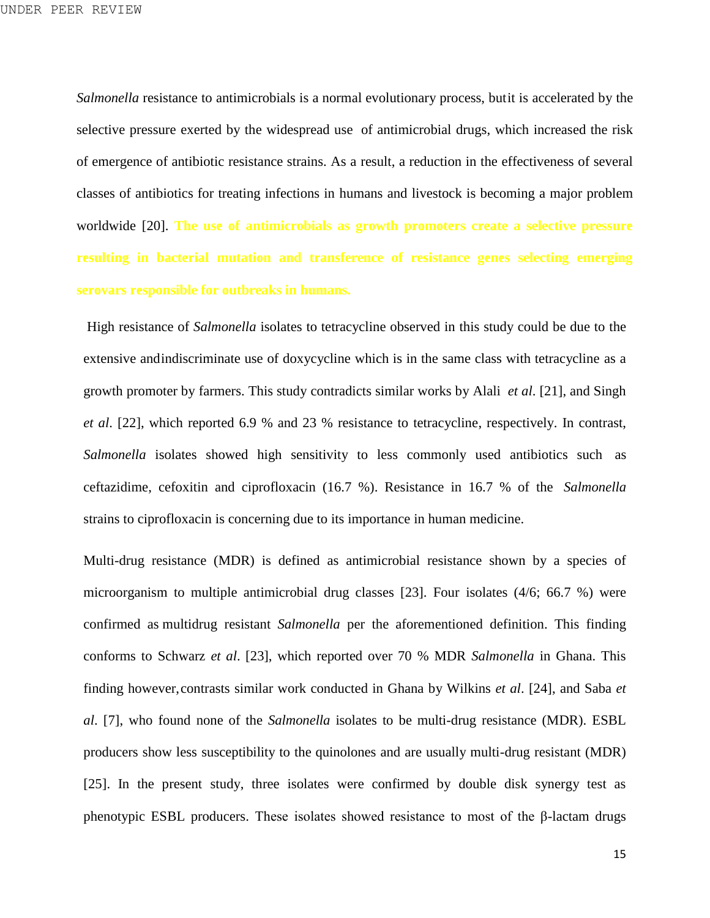*Salmonella* resistance to antimicrobials is a normal evolutionary process, butit is accelerated by the selective pressure exerted by the widespread use of antimicrobial drugs, which increased the risk of emergence of antibiotic resistance strains. As a result, a reduction in the effectiveness of several classes of antibiotics for treating infections in humans and livestock is becoming a major problem worldwide [20]. **The use of antimicrobials as growth promoters create a selective pressure resulting in bacterial mutation and transference of resistance genes selecting emerging serovars responsible for outbreaks in humans.**

High resistance of *Salmonella* isolates to tetracycline observed in this study could be due to the extensive andindiscriminate use of doxycycline which is in the same class with tetracycline as a growth promoter by farmers. This study contradicts similar works by Alali *et al*. [21], and Singh *et al*. [22], which reported 6.9 % and 23 % resistance to tetracycline, respectively. In contrast, *Salmonella* isolates showed high sensitivity to less commonly used antibiotics such as ceftazidime, cefoxitin and ciprofloxacin (16.7 %). Resistance in 16.7 % of the *Salmonella* strains to ciprofloxacin is concerning due to its importance in human medicine.

Multi-drug resistance (MDR) is defined as antimicrobial resistance shown by a species of microorganism to multiple antimicrobial drug classes [23]. Four isolates (4/6; 66.7 %) were confirmed as multidrug resistant *Salmonella* per the aforementioned definition. This finding conforms to Schwarz *et al*. [23], which reported over 70 % MDR *Salmonella* in Ghana. This finding however, contrasts similar work conducted in Ghana by Wilkins *et al*. [24], and Saba *et al*. [7], who found none of the *Salmonella* isolates to be multi-drug resistance (MDR). ESBL producers show less susceptibility to the quinolones and are usually multi-drug resistant (MDR) [25]. In the present study, three isolates were confirmed by double disk synergy test as phenotypic ESBL producers. These isolates showed resistance to most of the β-lactam drugs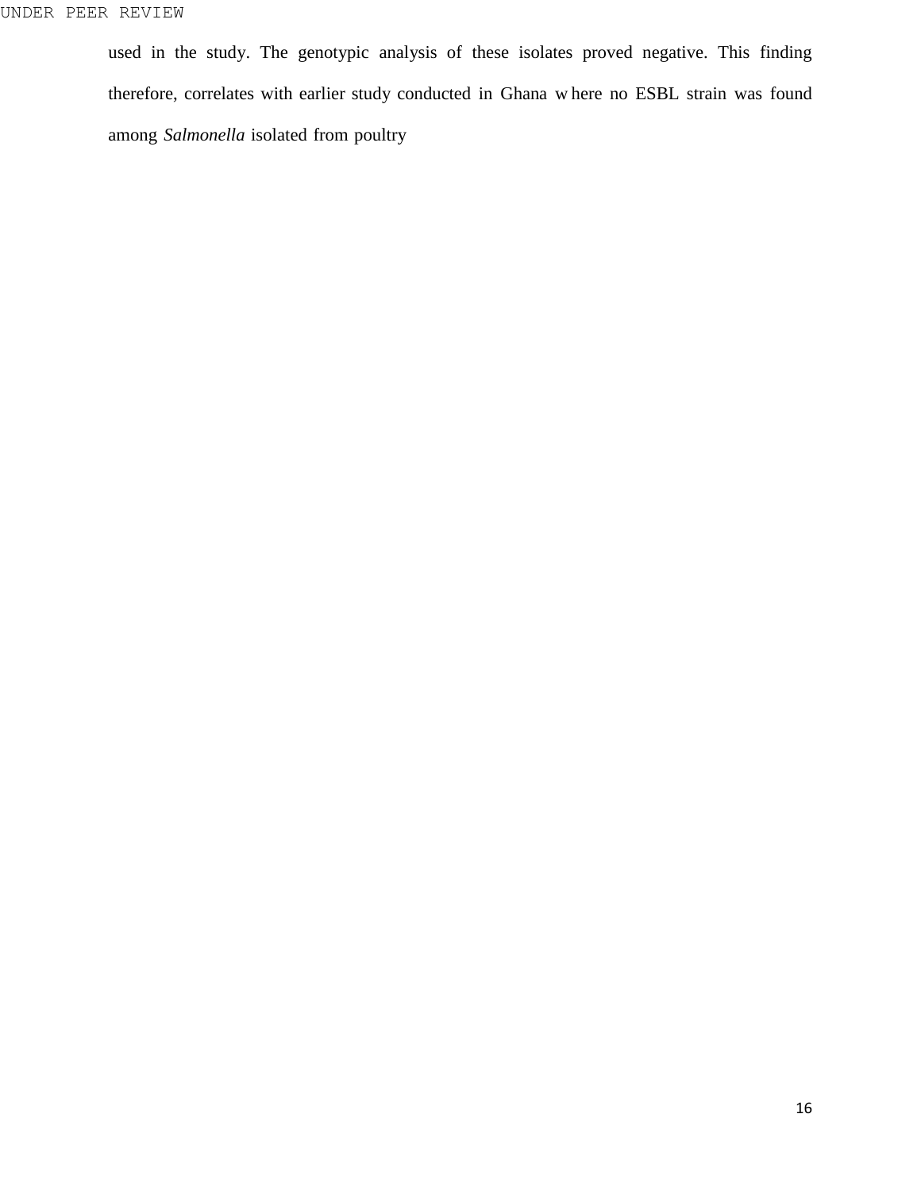used in the study. The genotypic analysis of these isolates proved negative. This finding therefore, correlates with earlier study conducted in Ghana where no ESBL strain was found among *Salmonella* isolated from poultry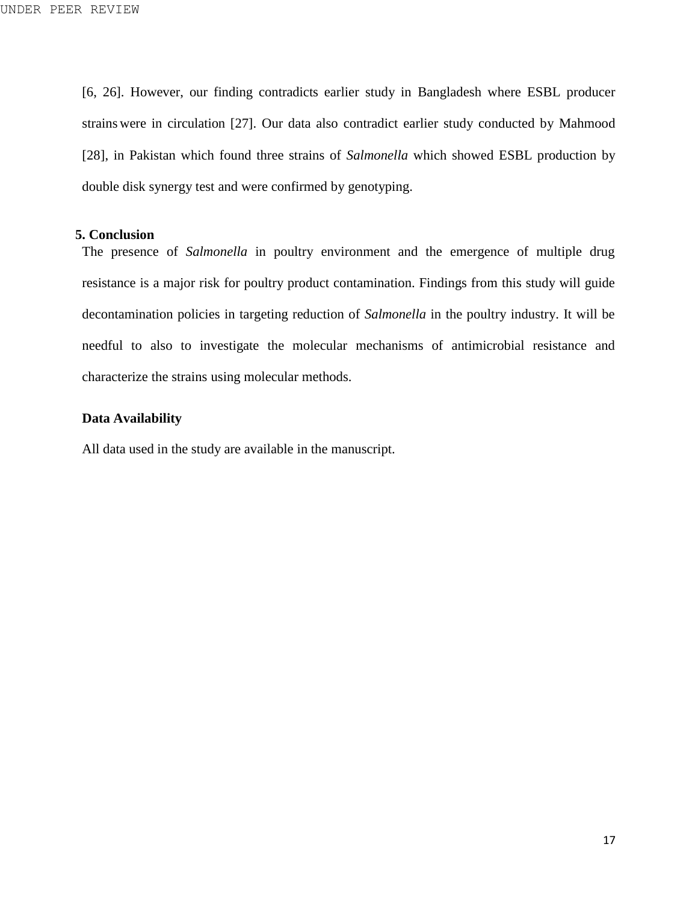[6, 26]. However, our finding contradicts earlier study in Bangladesh where ESBL producer strains were in circulation [27]. Our data also contradict earlier study conducted by Mahmood [28], in Pakistan which found three strains of *Salmonella* which showed ESBL production by double disk synergy test and were confirmed by genotyping.

## 5. Conclusion

The presence of *Salmonella* in poultry environment and the emergence of multiple drug resistance is a major risk for poultry product contamination. Findings from this study will guide decontamination policies in targeting reduction of *Salmonella* in the poultry industry. It will be needful to also to investigate the molecular mechanisms of antimicrobial resistance and characterize the strains using molecular methods.

## Data Availability

All data used in the study are available in the manuscript.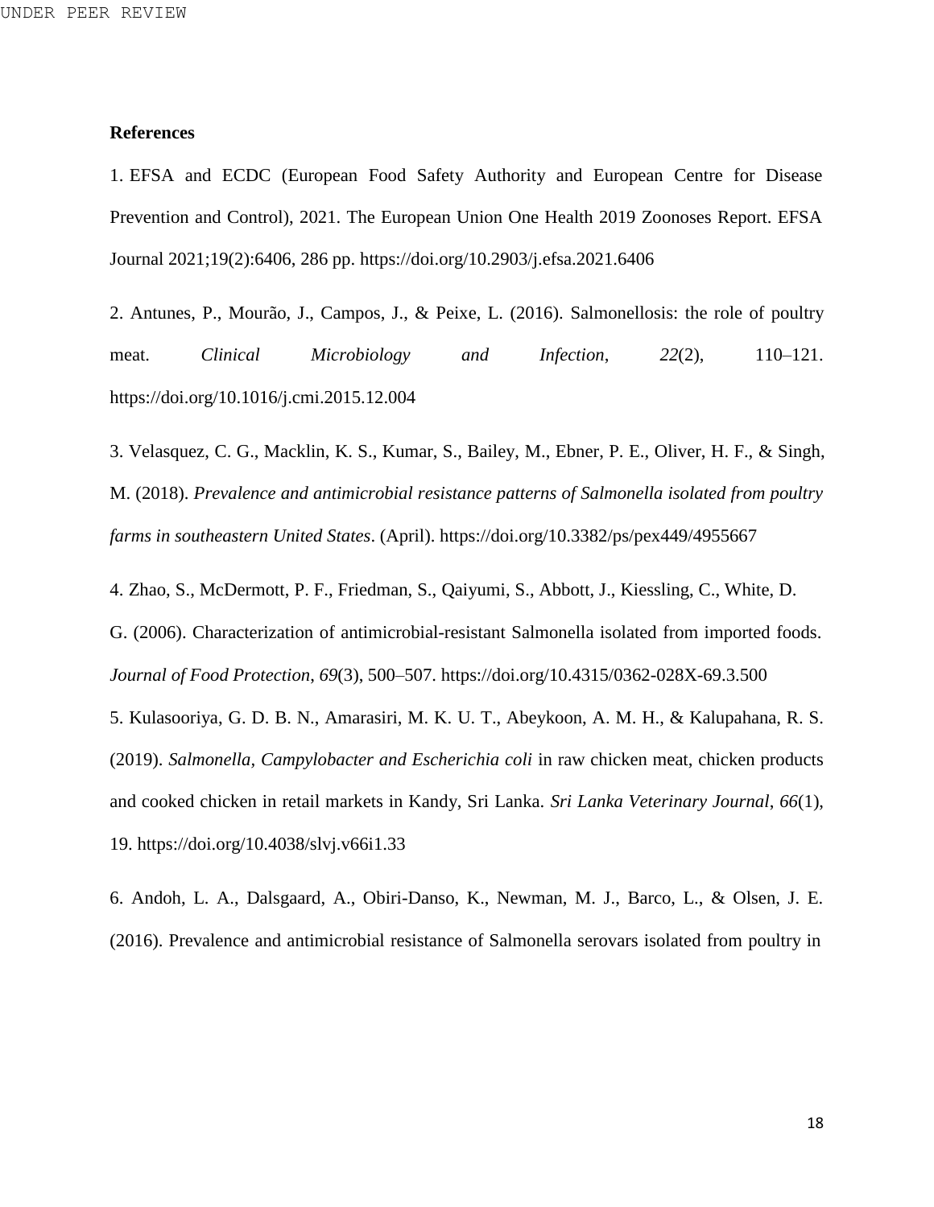**References**

1. EFSA and ECDC (European Food Safety Authority and European Centre for Disease Prevention and Control), 2021. The European Union One Health 2019 Zoonoses Report. EFSA Journal 2021;19(2):6406, 286 pp. https://doi.org/10.2903/j.efsa.2021.6406

2. Antunes, P., Mourão, J., Campos, J., & Peixe, L. (2016). Salmonellosis: the role of poultry meat. *Clinical Microbiology and Infection*, *22*(2), 110–121. https://doi.org/10.1016/j.cmi.2015.12.004

3. Velasquez, C. G., Macklin, K. S., Kumar, S., Bailey, M., Ebner, P. E., Oliver, H. F., & Singh, M. (2018). *Prevalence and antimicrobial resistance patterns of Salmonella isolated from poultry farms in southeastern United States*. (April). https://doi.org/10.3382/ps/pex449/4955667

4. Zhao, S., McDermott, P. F., Friedman, S., Qaiyumi, S., Abbott, J., Kiessling, C., White, D. G. (2006). Characterization of antimicrobial-resistant Salmonella isolated from imported foods. *Journal of Food Protection*, *69*(3), 500–507. https://doi.org/10.4315/0362-028X-69.3.500

5. Kulasooriya, G. D. B. N., Amarasiri, M. K. U. T., Abeykoon, A. M. H., & Kalupahana, R. S. (2019). *Salmonella, Campylobacter and Escherichia coli* in raw chicken meat, chicken products and cooked chicken in retail markets in Kandy, Sri Lanka. *Sri Lanka Veterinary Journal*, *66*(1), 19. https://doi.org/10.4038/slvj.v66i1.33

6. Andoh, L. A., Dalsgaard, A., Obiri-Danso, K., Newman, M. J., Barco, L., & Olsen, J. E. (2016). Prevalence and antimicrobial resistance of Salmonella serovars isolated from poultry in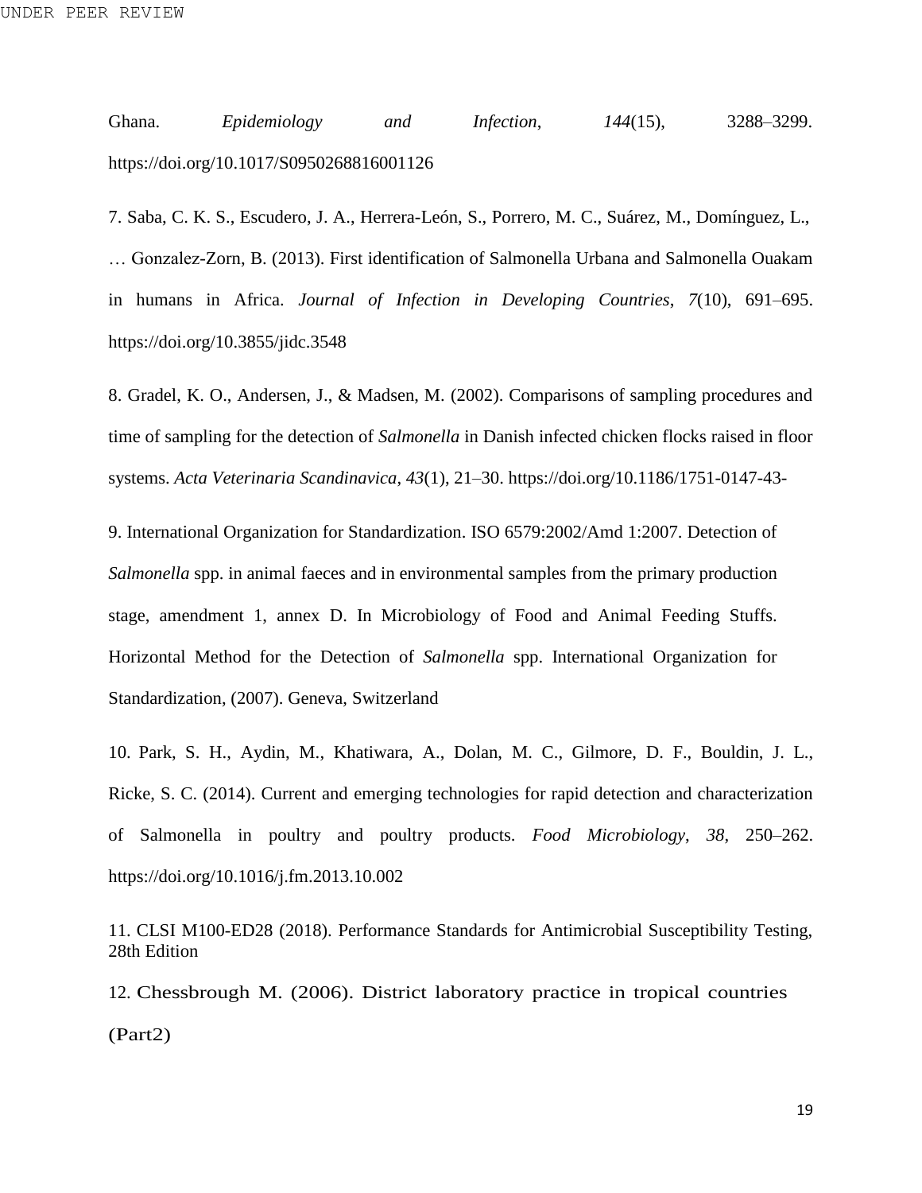Ghana. *Epidemiology and Infection*, *144*(15), 3288–3299. https://doi.org/10.1017/S0950268816001126

7. Saba, C. K. S., Escudero, J. A., Herrera-León, S., Porrero, M. C., Suárez, M., Domínguez, L., … Gonzalez-Zorn, B. (2013). First identification of Salmonella Urbana and Salmonella Ouakam in humans in Africa. *Journal of Infection in Developing Countries*, *7*(10), 691–695. https://doi.org/10.3855/jidc.3548

8. Gradel, K. O., Andersen, J., & Madsen, M. (2002). Comparisons of sampling procedures and time of sampling for the detection of *Salmonella* in Danish infected chicken flocks raised in floor systems. *Acta Veterinaria Scandinavica*, *43*(1), 21–30. https://doi.org/10.1186/1751-0147-43-

9. International Organization for Standardization. ISO 6579:2002/Amd 1:2007. Detection of *Salmonella* spp. in animal faeces and in environmental samples from the primary production stage, amendment 1, annex D. In Microbiology of Food and Animal Feeding Stuffs. Horizontal Method for the Detection of *Salmonella* spp. International Organization for Standardization, (2007). Geneva, Switzerland

10. Park, S. H., Aydin, M., Khatiwara, A., Dolan, M. C., Gilmore, D. F., Bouldin, J. L., Ricke, S. C. (2014). Current and emerging technologies for rapid detection and characterization of Salmonella in poultry and poultry products. *Food Microbiology*, *38*, 250–262. https://doi.org/10.1016/j.fm.2013.10.002

11. CLSI M100-ED28 (2018). Performance Standards for Antimicrobial Susceptibility Testing, 28th Edition

12. Chessbrough M. (2006). District laboratory practice in tropical countries (Part2)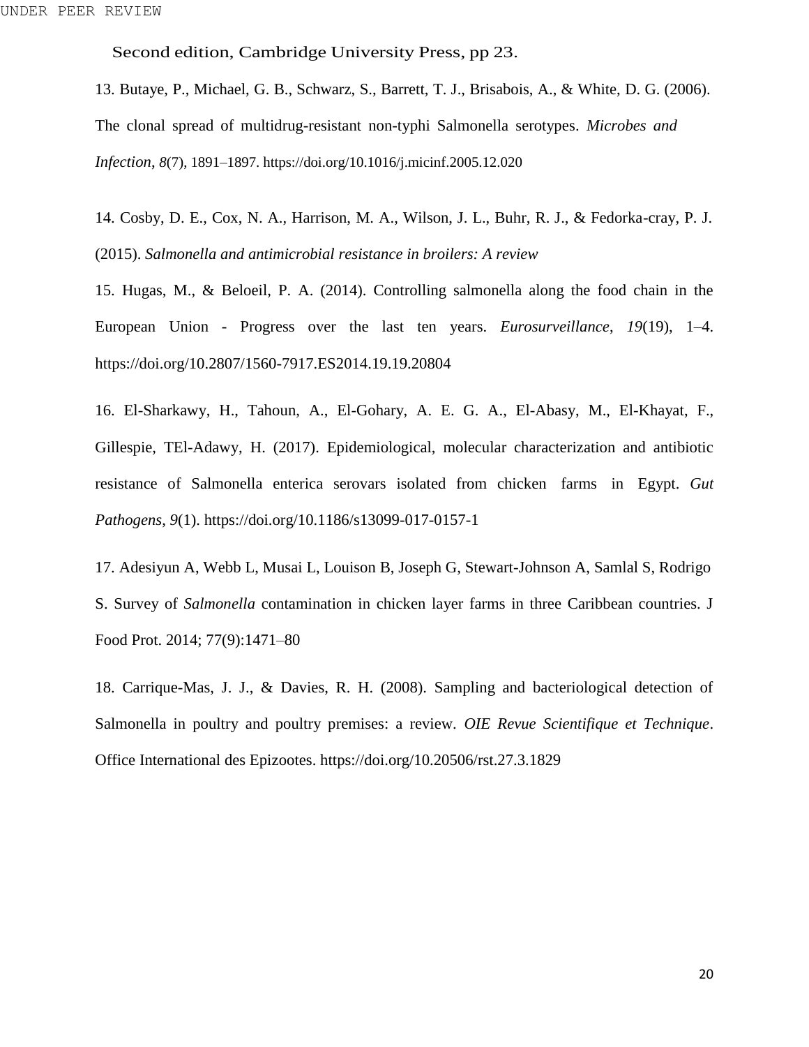Second edition, Cambridge University Press, pp 23.

13. Butaye, P., Michael, G. B., Schwarz, S., Barrett, T. J., Brisabois, A., & White, D. G. (2006). The clonal spread of multidrug-resistant non-typhi Salmonella serotypes. *Microbes and Infection*, *8*(7), 1891–1897. https://doi.org/10.1016/j.micinf.2005.12.020

14. Cosby, D. E., Cox, N. A., Harrison, M. A., Wilson, J. L., Buhr, R. J., & Fedorka-cray, P. J. (2015). *Salmonella and antimicrobial resistance in broilers: A review*

15. Hugas, M., & Beloeil, P. A. (2014). Controlling salmonella along the food chain in the European Union - Progress over the last ten years. *Eurosurveillance*, *19*(19), 1–4. https://doi.org/10.2807/1560-7917.ES2014.19.19.20804

16. El-Sharkawy, H., Tahoun, A., El-Gohary, A. E. G. A., El-Abasy, M., El-Khayat, F., Gillespie, TEl-Adawy, H. (2017). Epidemiological, molecular characterization and antibiotic resistance of Salmonella enterica serovars isolated from chicken farms in Egypt. *Gut Pathogens*, *9*(1). https://doi.org/10.1186/s13099-017-0157-1

17. Adesiyun A, Webb L, Musai L, Louison B, Joseph G, Stewart-Johnson A, Samlal S, Rodrigo S. Survey of *Salmonella* contamination in chicken layer farms in three Caribbean countries. J Food Prot. 2014; 77(9):1471–80

18. Carrique-Mas, J. J., & Davies, R. H. (2008). Sampling and bacteriological detection of Salmonella in poultry and poultry premises: a review. *OIE Revue Scientifique et Technique*. Office International des Epizootes. https://doi.org/10.20506/rst.27.3.1829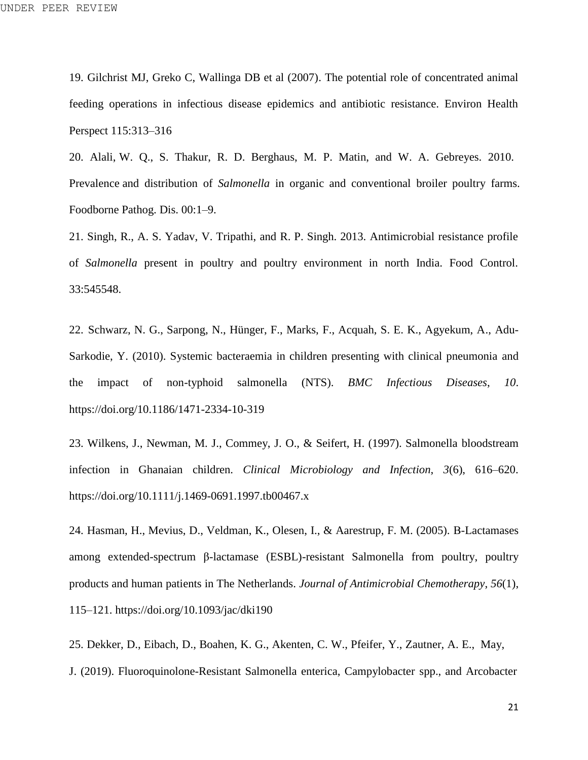19. Gilchrist MJ, Greko C, Wallinga DB et al (2007). The potential role of concentrated animal feeding operations in infectious disease epidemics and antibiotic resistance. Environ Health Perspect 115:313–316

20. Alali, W. Q., S. Thakur, R. D. Berghaus, M. P. Matin, and W. A. Gebreyes. 2010. Prevalence and distribution of *Salmonella* in organic and conventional broiler poultry farms. Foodborne Pathog. Dis. 00:1–9.

21. Singh, R., A. S. Yadav, V. Tripathi, and R. P. Singh. 2013. Antimicrobial resistance profile of *Salmonella* present in poultry and poultry environment in north India. Food Control. 33:545548.

22. Schwarz, N. G., Sarpong, N., Hünger, F., Marks, F., Acquah, S. E. K., Agyekum, A., Adu-Sarkodie, Y. (2010). Systemic bacteraemia in children presenting with clinical pneumonia and the impact of non-typhoid salmonella (NTS). *BMC Infectious Diseases*, *10*. https://doi.org/10.1186/1471-2334-10-319

23. Wilkens, J., Newman, M. J., Commey, J. O., & Seifert, H. (1997). Salmonella bloodstream infection in Ghanaian children. *Clinical Microbiology and Infection*, *3*(6), 616–620. https://doi.org/10.1111/j.1469-0691.1997.tb00467.x

24. Hasman, H., Mevius, D., Veldman, K., Olesen, I., & Aarestrup, F. M. (2005). B-Lactamases among extended-spectrum β-lactamase (ESBL)-resistant Salmonella from poultry, poultry products and human patients in The Netherlands. *Journal of Antimicrobial Chemotherapy*, *56*(1), 115–121. https://doi.org/10.1093/jac/dki190

25. Dekker, D., Eibach, D., Boahen, K. G., Akenten, C. W., Pfeifer, Y., Zautner, A. E., May, J. (2019). Fluoroquinolone-Resistant Salmonella enterica, Campylobacter spp., and Arcobacter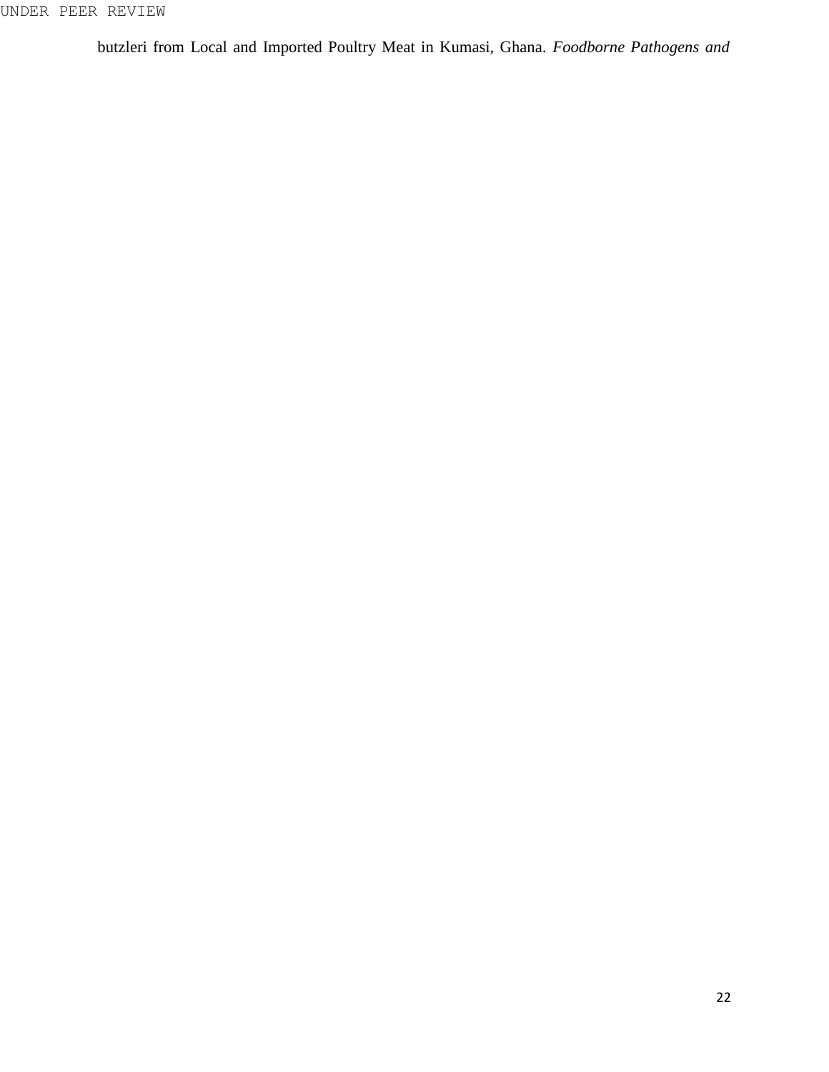butzleri from Local and Imported Poultry Meat in Kumasi, Ghana. *Foodborne Pathogens and*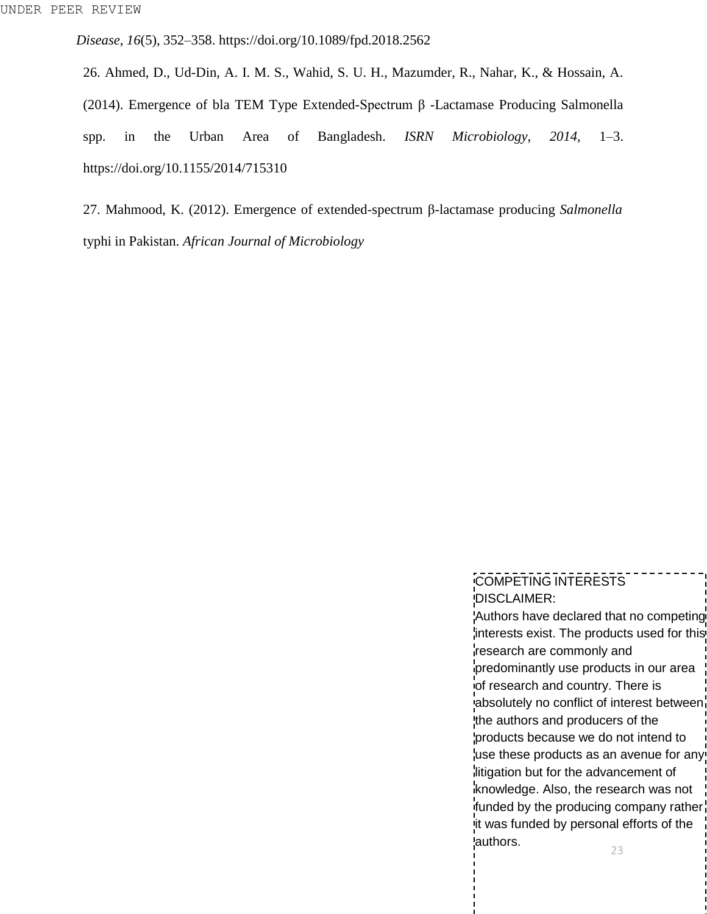*Disease*, *16*(5), 352–358. https://doi.org/10.1089/fpd.2018.2562

26. Ahmed, D., Ud-Din, A. I. M. S., Wahid, S. U. H., Mazumder, R., Nahar, K., & Hossain, A. (2014). Emergence of bla TEM Type Extended-Spectrum β -Lactamase Producing Salmonella spp. in the Urban Area of Bangladesh. *ISRN Microbiology*, *2014*, 1–3. https://doi.org/10.1155/2014/715310

27. Mahmood, K. (2012). Emergence of extended-spectrum β-lactamase producing *Salmonella* typhi in Pakistan. *African Journal of Microbiology*

COMPETING INTERESTS DISCLAIMER:

Authors have declared that no competing interests exist. The products used for this research are commonly and predominantly use products in our area of research and country. There is absolutely no conflict of interest between the authors and producers of the products because we do not intend to use these products as an avenue for any litigation but for the advancement of knowledge. Also, the research was not funded by the producing company rather it was funded by personal efforts of the authors.